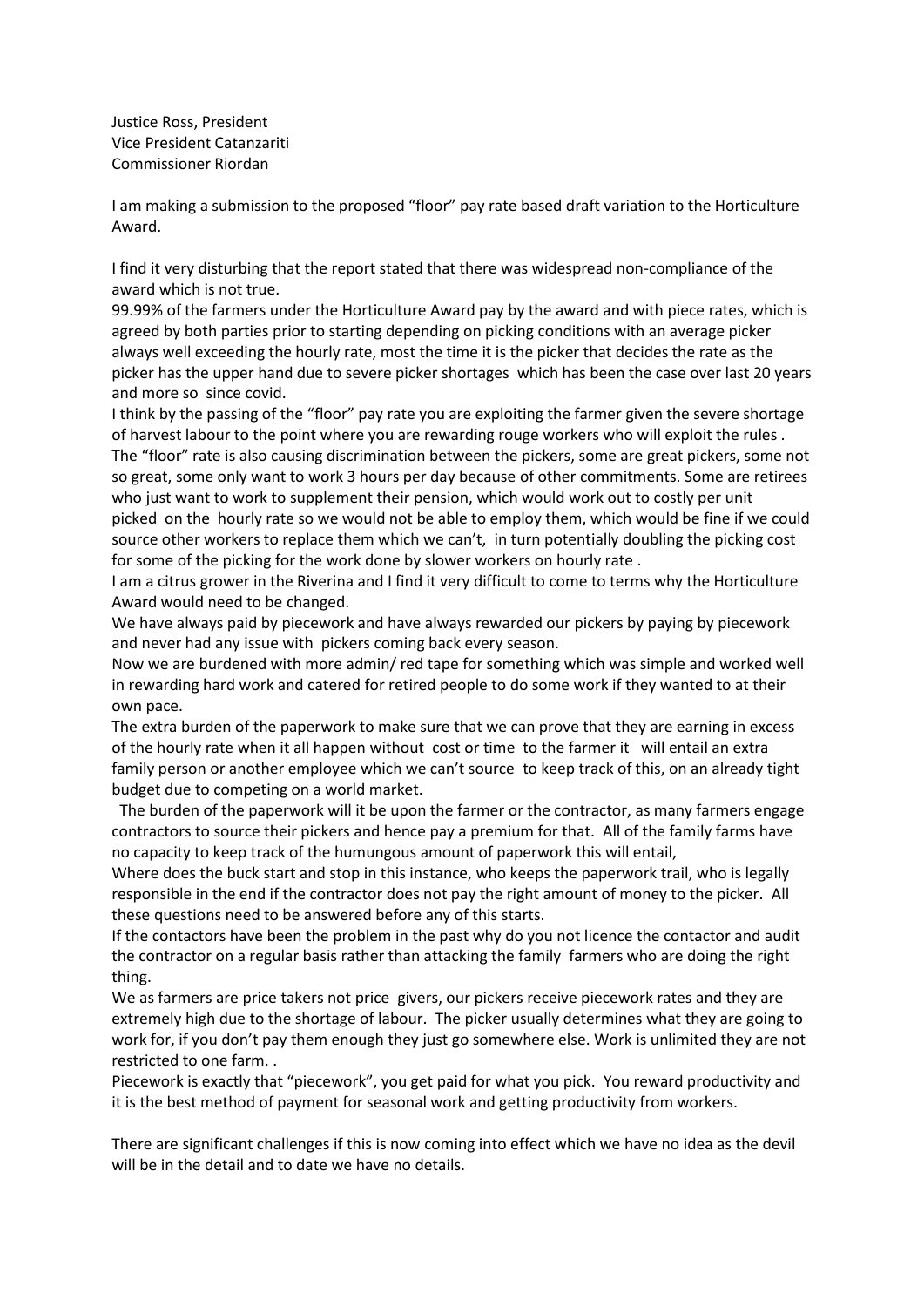Justice Ross, President
Vice President Catanzariti
Commissioner Riordan

I am making a submission to the proposed "floor" pay rate based draft variation to the Horticulture Award.

I find it very disturbing that the report stated that there was widespread non-compliance of the award which is not true.

99.99% of the farmers under the Horticulture Award pay by the award and with piece rates, which is agreed by both parties prior to starting depending on picking conditions with an average picker always well exceeding the hourly rate, most the time it is the picker that decides the rate as the picker has the upper hand due to severe picker shortages which has been the case over last 20 years and more so since covid.

I think by the passing of the "floor" pay rate you are exploiting the farmer given the severe shortage of harvest labour to the point where you are rewarding rouge workers who will exploit the rules .

The "floor" rate is also causing discrimination between the pickers, some are great pickers, some not so great, some only want to work 3 hours per day because of other commitments. Some are retirees who just want to work to supplement their pension, which would work out to costly per unit picked on the hourly rate so we would not be able to employ them, which would be fine if we could source other workers to replace them which we can't, in turn potentially doubling the picking cost for some of the picking for the work done by slower workers on hourly rate .

I am a citrus grower in the Riverina and I find it very difficult to come to terms why the Horticulture Award would need to be changed.

We have always paid by piecework and have always rewarded our pickers by paying by piecework and never had any issue with pickers coming back every season.

Now we are burdened with more admin/ red tape for something which was simple and worked well in rewarding hard work and catered for retired people to do some work if they wanted to at their own pace.

The extra burden of the paperwork to make sure that we can prove that they are earning in excess of the hourly rate when it all happen without cost or time to the farmer it will entail an extra family person or another employee which we can't source to keep track of this, on an already tight budget due to competing on a world market.

The burden of the paperwork will it be upon the farmer or the contractor, as many farmers engage contractors to source their pickers and hence pay a premium for that. All of the family farms have no capacity to keep track of the humungous amount of paperwork this will entail,

Where does the buck start and stop in this instance, who keeps the paperwork trail, who is legally responsible in the end if the contractor does not pay the right amount of money to the picker. All these questions need to be answered before any of this starts.

If the contactors have been the problem in the past why do you not licence the contactor and audit the contractor on a regular basis rather than attacking the family farmers who are doing the right thing.

We as farmers are price takers not price givers, our pickers receive piecework rates and they are extremely high due to the shortage of labour. The picker usually determines what they are going to work for, if you don't pay them enough they just go somewhere else. Work is unlimited they are not restricted to one farm. .

Piecework is exactly that "piecework", you get paid for what you pick. You reward productivity and it is the best method of payment for seasonal work and getting productivity from workers.

There are significant challenges if this is now coming into effect which we have no idea as the devil will be in the detail and to date we have no details.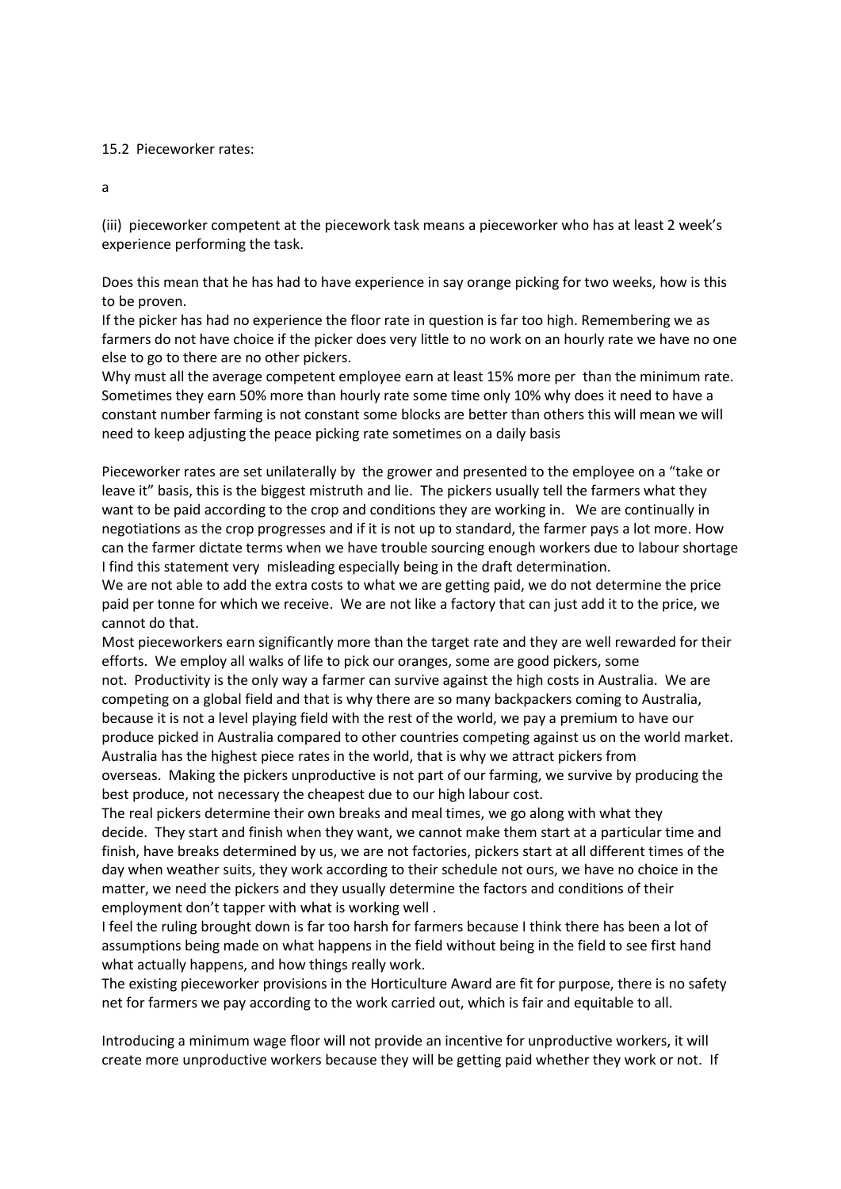15.2 Pieceworker rates:

a

(iii) pieceworker competent at the piecework task means a pieceworker who has at least 2 week's experience performing the task.

Does this mean that he has had to have experience in say orange picking for two weeks, how is this to be proven.

If the picker has had no experience the floor rate in question is far too high. Remembering we as farmers do not have choice if the picker does very little to no work on an hourly rate we have no one else to go to there are no other pickers.

Why must all the average competent employee earn at least 15% more per than the minimum rate. Sometimes they earn 50% more than hourly rate some time only 10% why does it need to have a constant number farming is not constant some blocks are better than others this will mean we will need to keep adjusting the peace picking rate sometimes on a daily basis

Pieceworker rates are set unilaterally by the grower and presented to the employee on a "take or leave it" basis, this is the biggest mistruth and lie. The pickers usually tell the farmers what they want to be paid according to the crop and conditions they are working in. We are continually in negotiations as the crop progresses and if it is not up to standard, the farmer pays a lot more. How can the farmer dictate terms when we have trouble sourcing enough workers due to labour shortage I find this statement very misleading especially being in the draft determination.

We are not able to add the extra costs to what we are getting paid, we do not determine the price paid per tonne for which we receive. We are not like a factory that can just add it to the price, we cannot do that.

Most pieceworkers earn significantly more than the target rate and they are well rewarded for their efforts. We employ all walks of life to pick our oranges, some are good pickers, some not. Productivity is the only way a farmer can survive against the high costs in Australia. We are competing on a global field and that is why there are so many backpackers coming to Australia, because it is not a level playing field with the rest of the world, we pay a premium to have our produce picked in Australia compared to other countries competing against us on the world market. Australia has the highest piece rates in the world, that is why we attract pickers from overseas. Making the pickers unproductive is not part of our farming, we survive by producing the best produce, not necessary the cheapest due to our high labour cost.

The real pickers determine their own breaks and meal times, we go along with what they decide. They start and finish when they want, we cannot make them start at a particular time and finish, have breaks determined by us, we are not factories, pickers start at all different times of the day when weather suits, they work according to their schedule not ours, we have no choice in the matter, we need the pickers and they usually determine the factors and conditions of their employment don't tapper with what is working well .

I feel the ruling brought down is far too harsh for farmers because I think there has been a lot of assumptions being made on what happens in the field without being in the field to see first hand what actually happens, and how things really work.

The existing pieceworker provisions in the Horticulture Award are fit for purpose, there is no safety net for farmers we pay according to the work carried out, which is fair and equitable to all.

Introducing a minimum wage floor will not provide an incentive for unproductive workers, it will create more unproductive workers because they will be getting paid whether they work or not. If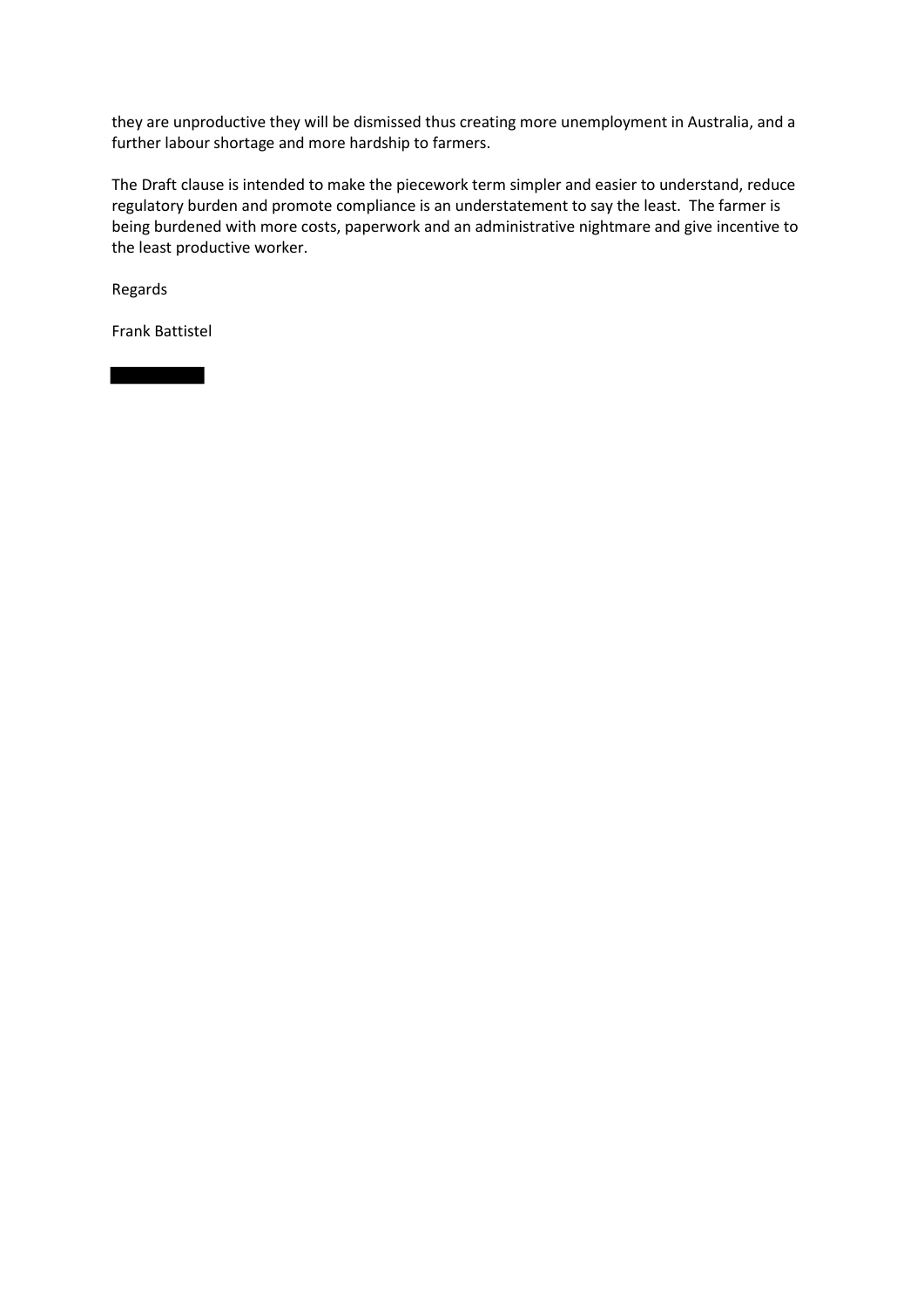they are unproductive they will be dismissed thus creating more unemployment in Australia, and a further labour shortage and more hardship to farmers.

The Draft clause is intended to make the piecework term simpler and easier to understand, reduce regulatory burden and promote compliance is an understatement to say the least. The farmer is being burdened with more costs, paperwork and an administrative nightmare and give incentive to the least productive worker.

Regards

Frank Battistel